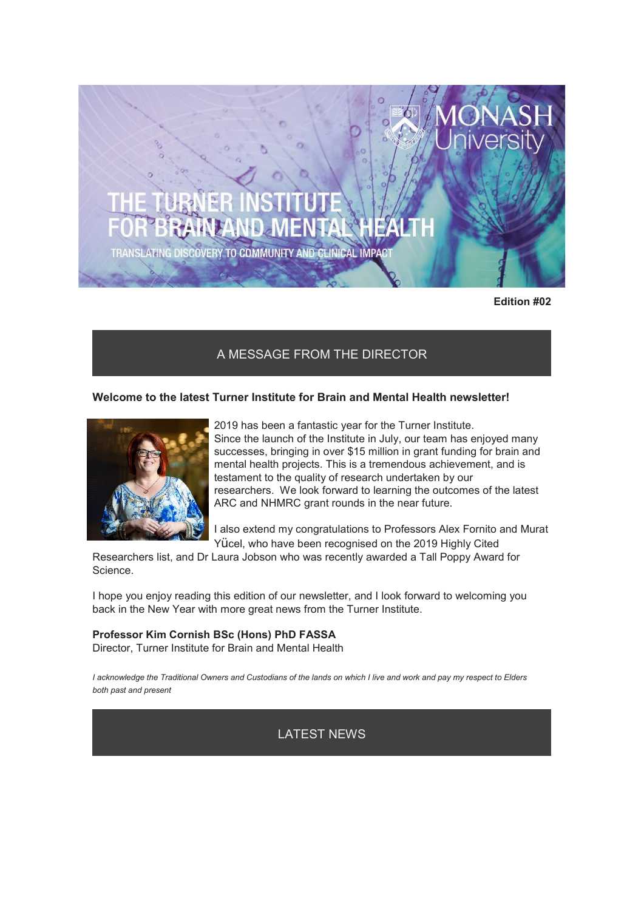# THE TURNER INSTITUTE FOR BRAIN AND MENTAL HEALTH

TRANSLATING DISCOVERY TO COMMUNITY AND CLINICAL IMPACT

MONASH University

**Edition #02**

## A MESSAGE FROM THE DIRECTOR

**Welcome to the latest Turner Institute for Brain and Mental Health newsletter!**

2019 has been a fantastic year for the Turner Institute. Since the launch of the Institute in July, our team has enjoyed many successes, bringing in over $15 million in grant funding for brain and mental health projects. This is a tremendous achievement, and is testament to the quality of research undertaken by our researchers. We look forward to learning the outcomes of the latest ARC and NHMRC grant rounds in the near future.

I also extend my congratulations to Professors Alex Fornito and Murat Yücel, who have been recognised on the 2019 Highly Cited Researchers list, and Dr Laura Jobson who was recently awarded a Tall Poppy Award for Science.

I hope you enjoy reading this edition of our newsletter, and I look forward to welcoming you back in the New Year with more great news from the Turner Institute.

**Professor Kim Cornish BSc (Hons) PhD FASSA**
Director, Turner Institute for Brain and Mental Health

*I acknowledge the Traditional Owners and Custodians of the lands on which I live and work and pay my respect to Elders both past and present*

## LATEST NEWS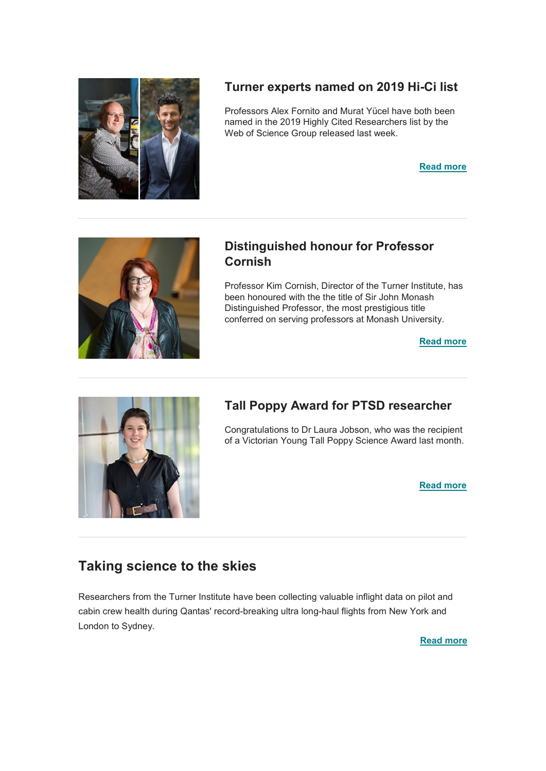## Turner experts named on 2019 Hi-Ci list

Professors Alex Fornito and Murat Yücel have both been named in the 2019 Highly Cited Researchers list by the Web of Science Group released last week.

**Read more**

---

## Distinguished honour for Professor Cornish

Professor Kim Cornish, Director of the Turner Institute, has been honoured with the the title of Sir John Monash Distinguished Professor, the most prestigious title conferred on serving professors at Monash University.

**Read more**

---

## Tall Poppy Award for PTSD researcher

Congratulations to Dr Laura Jobson, who was the recipient of a Victorian Young Tall Poppy Science Award last month.

**Read more**

---

## Taking science to the skies

Researchers from the Turner Institute have been collecting valuable inflight data on pilot and cabin crew health during Qantas' record-breaking ultra long-haul flights from New York and London to Sydney.

**Read more**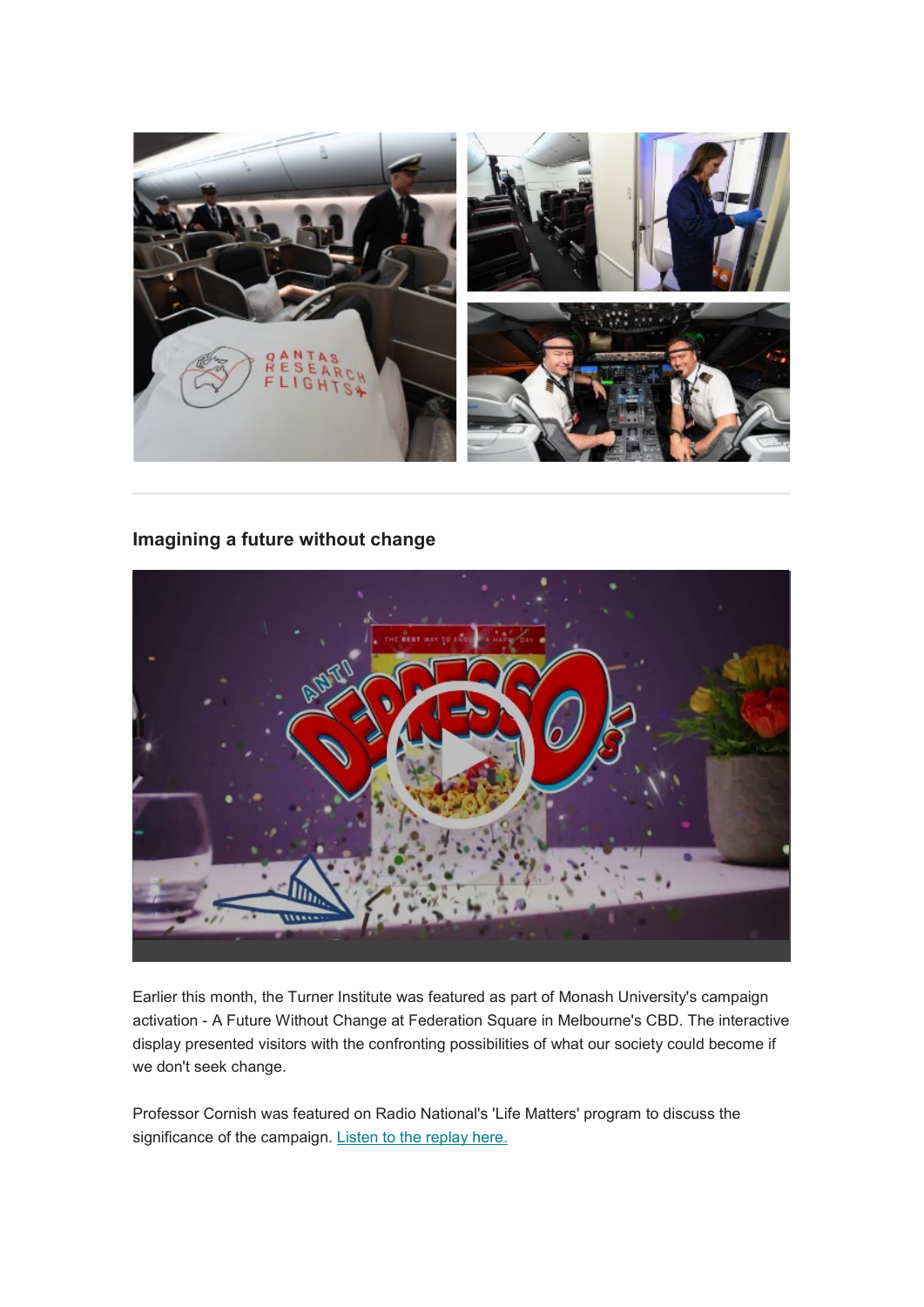## Imagining a future without change

Earlier this month, the Turner Institute was featured as part of Monash University's campaign activation - A Future Without Change at Federation Square in Melbourne's CBD. The interactive display presented visitors with the confronting possibilities of what our society could become if we don't seek change.

Professor Cornish was featured on Radio National's 'Life Matters' program to discuss the significance of the campaign. Listen to the replay here.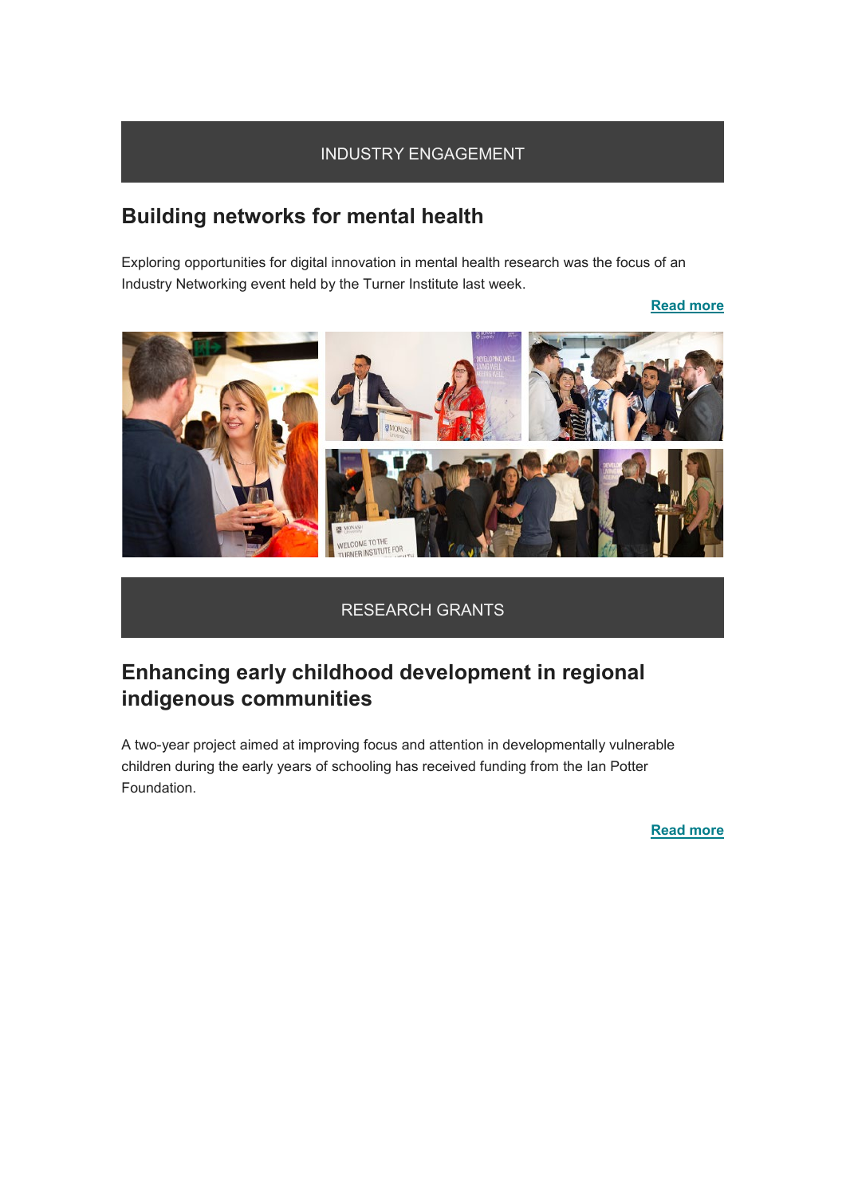INDUSTRY ENGAGEMENT

## Building networks for mental health

Exploring opportunities for digital innovation in mental health research was the focus of an Industry Networking event held by the Turner Institute last week.

**Read more**

RESEARCH GRANTS

## Enhancing early childhood development in regional indigenous communities

A two-year project aimed at improving focus and attention in developmentally vulnerable children during the early years of schooling has received funding from the Ian Potter Foundation.

**Read more**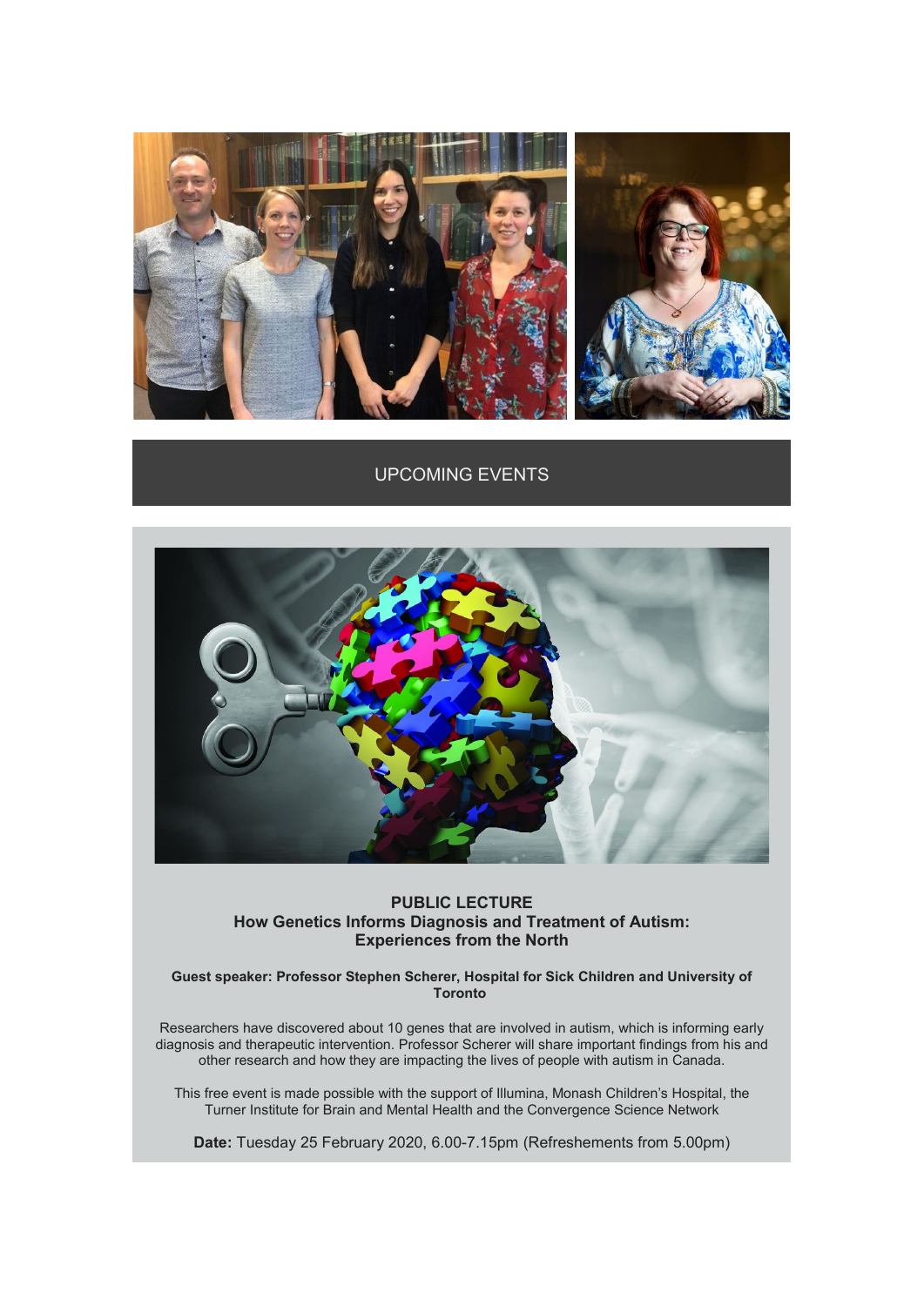## UPCOMING EVENTS

**PUBLIC LECTURE**
**How Genetics Informs Diagnosis and Treatment of Autism: Experiences from the North**

**Guest speaker: Professor Stephen Scherer, Hospital for Sick Children and University of Toronto**

Researchers have discovered about 10 genes that are involved in autism, which is informing early diagnosis and therapeutic intervention. Professor Scherer will share important findings from his and other research and how they are impacting the lives of people with autism in Canada.

This free event is made possible with the support of Illumina, Monash Children's Hospital, the Turner Institute for Brain and Mental Health and the Convergence Science Network

**Date:** Tuesday 25 February 2020, 6.00-7.15pm (Refreshements from 5.00pm)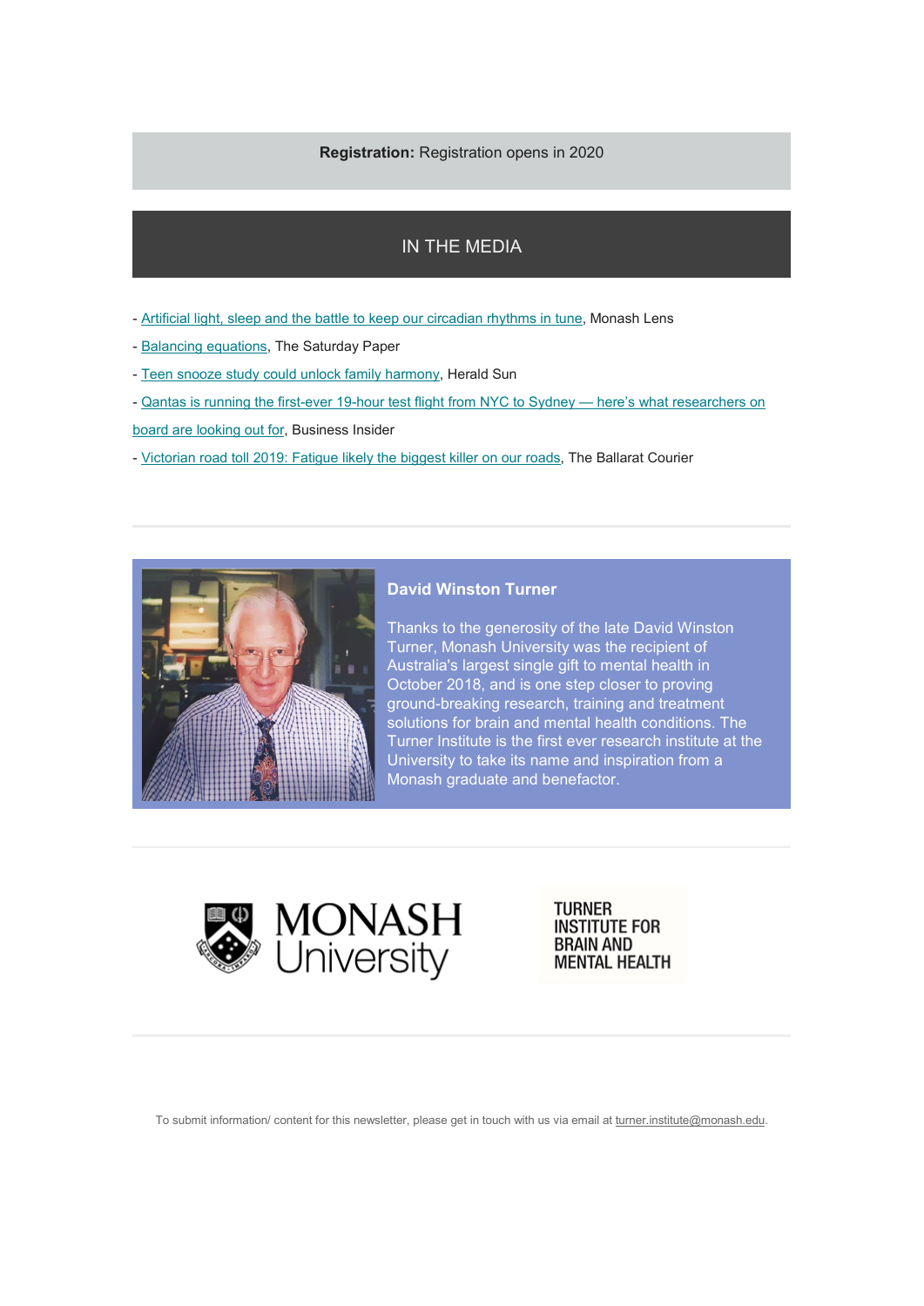**Registration:** Registration opens in 2020

## IN THE MEDIA

- Artificial light, sleep and the battle to keep our circadian rhythms in tune, Monash Lens
- Balancing equations, The Saturday Paper
- Teen snooze study could unlock family harmony, Herald Sun
- Qantas is running the first-ever 19-hour test flight from NYC to Sydney — here's what researchers on board are looking out for, Business Insider
- Victorian road toll 2019: Fatigue likely the biggest killer on our roads, The Ballarat Courier

### David Winston Turner

Thanks to the generosity of the late David Winston Turner, Monash University was the recipient of Australia's largest single gift to mental health in October 2018, and is one step closer to proving ground-breaking research, training and treatment solutions for brain and mental health conditions. The Turner Institute is the first ever research institute at the University to take its name and inspiration from a Monash graduate and benefactor.

MONASH University

TURNER INSTITUTE FOR BRAIN AND MENTAL HEALTH

To submit information/ content for this newsletter, please get in touch with us via email at turner.institute@monash.edu.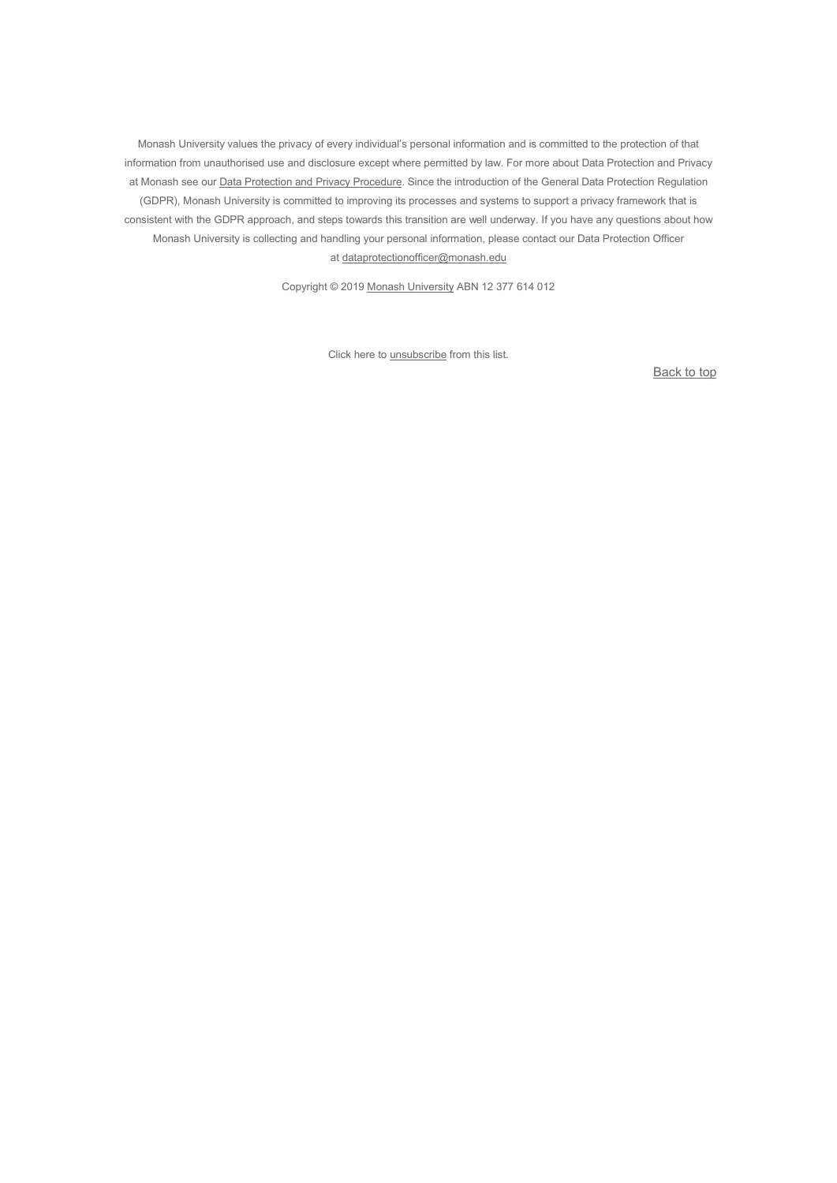Monash University values the privacy of every individual's personal information and is committed to the protection of that information from unauthorised use and disclosure except where permitted by law. For more about Data Protection and Privacy at Monash see our Data Protection and Privacy Procedure. Since the introduction of the General Data Protection Regulation (GDPR), Monash University is committed to improving its processes and systems to support a privacy framework that is consistent with the GDPR approach, and steps towards this transition are well underway. If you have any questions about how Monash University is collecting and handling your personal information, please contact our Data Protection Officer at dataprotectionofficer@monash.edu

Copyright © 2019 Monash University ABN 12 377 614 012

Click here to unsubscribe from this list.

Back to top